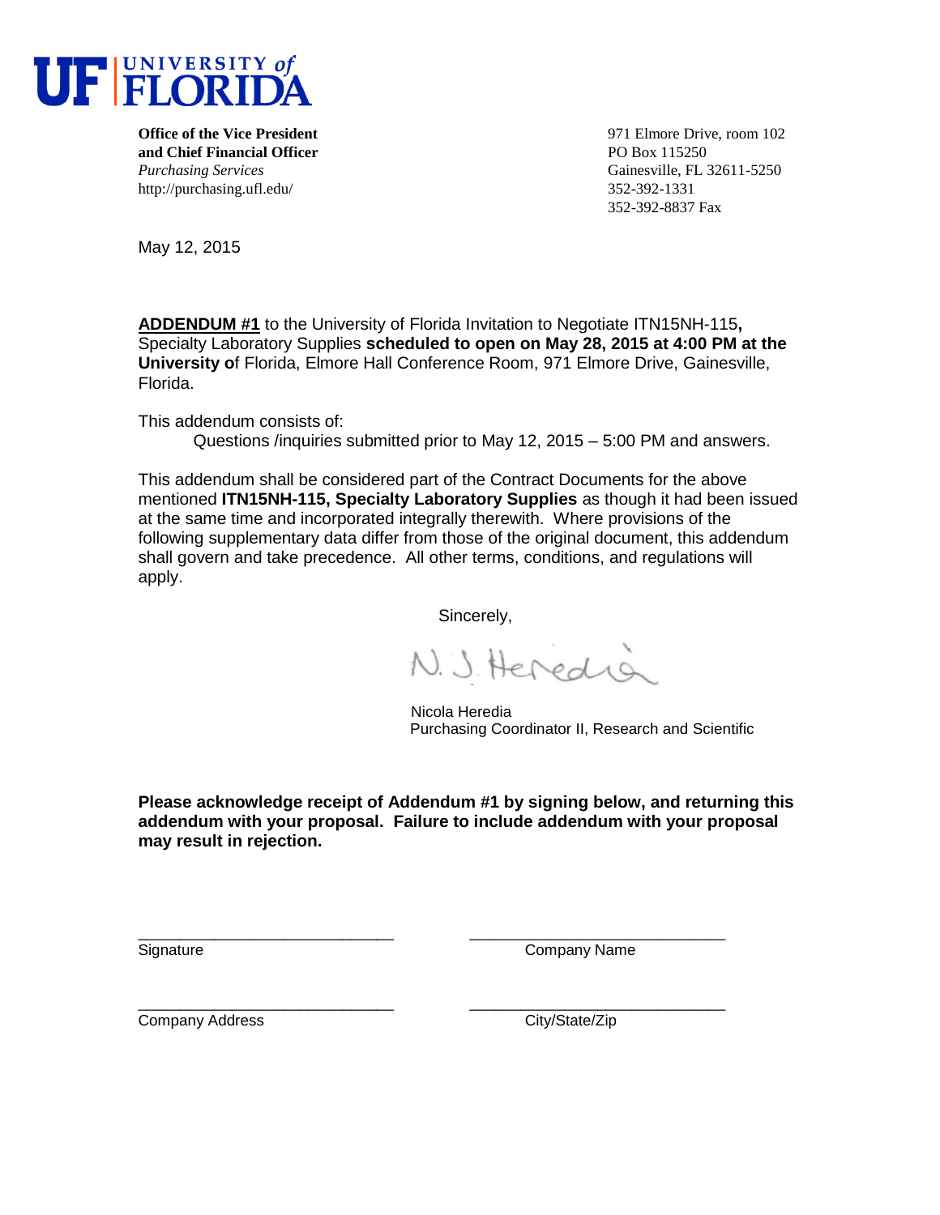UF | UNIVERSITY of FLORIDA

**Office of the Vice President**
**and Chief Financial Officer**
*Purchasing Services*
http://purchasing.ufl.edu/

971 Elmore Drive, room 102
PO Box 115250
Gainesville, FL 32611-5250
352-392-1331
352-392-8837 Fax

May 12, 2015

**ADDENDUM #1** to the University of Florida Invitation to Negotiate ITN15NH-115**,** Specialty Laboratory Supplies **scheduled to open on May 28, 2015 at 4:00 PM at the University o**f Florida, Elmore Hall Conference Room, 971 Elmore Drive, Gainesville, Florida.

This addendum consists of:

Questions /inquiries submitted prior to May 12, 2015 – 5:00 PM and answers.

This addendum shall be considered part of the Contract Documents for the above mentioned **ITN15NH-115, Specialty Laboratory Supplies** as though it had been issued at the same time and incorporated integrally therewith. Where provisions of the following supplementary data differ from those of the original document, this addendum shall govern and take precedence. All other terms, conditions, and regulations will apply.

Sincerely,

N. J. Heredia

Nicola Heredia
Purchasing Coordinator II, Research and Scientific

**Please acknowledge receipt of Addendum #1 by signing below, and returning this addendum with your proposal. Failure to include addendum with your proposal may result in rejection.**

_____________________________ Signature

_____________________________ Company Name

_____________________________ Company Address

_____________________________ City/State/Zip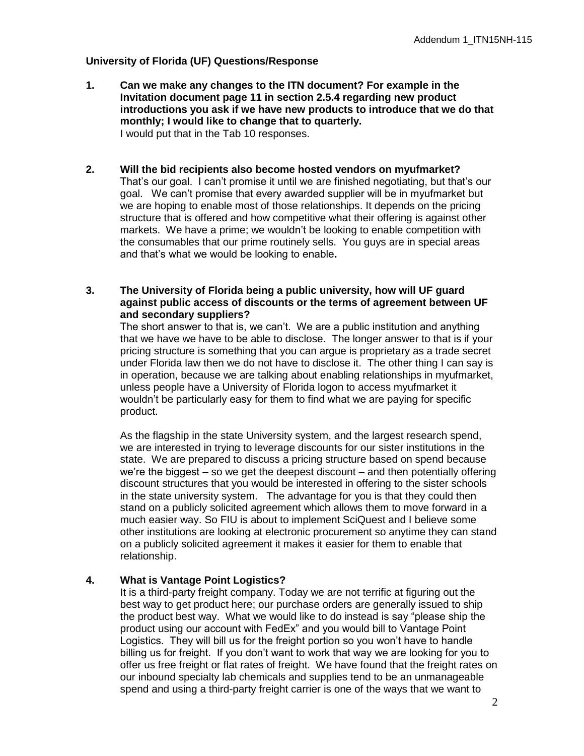**University of Florida (UF) Questions/Response**

**1. Can we make any changes to the ITN document? For example in the Invitation document page 11 in section 2.5.4 regarding new product introductions you ask if we have new products to introduce that we do that monthly; I would like to change that to quarterly.**

I would put that in the Tab 10 responses.

**2. Will the bid recipients also become hosted vendors on myufmarket?**

That's our goal. I can't promise it until we are finished negotiating, but that's our goal. We can't promise that every awarded supplier will be in myufmarket but we are hoping to enable most of those relationships. It depends on the pricing structure that is offered and how competitive what their offering is against other markets. We have a prime; we wouldn't be looking to enable competition with the consumables that our prime routinely sells. You guys are in special areas and that's what we would be looking to enable**.**

**3. The University of Florida being a public university, how will UF guard against public access of discounts or the terms of agreement between UF and secondary suppliers?**

The short answer to that is, we can't. We are a public institution and anything that we have we have to be able to disclose. The longer answer to that is if your pricing structure is something that you can argue is proprietary as a trade secret under Florida law then we do not have to disclose it. The other thing I can say is in operation, because we are talking about enabling relationships in myufmarket, unless people have a University of Florida logon to access myufmarket it wouldn't be particularly easy for them to find what we are paying for specific product.

As the flagship in the state University system, and the largest research spend, we are interested in trying to leverage discounts for our sister institutions in the state. We are prepared to discuss a pricing structure based on spend because we're the biggest – so we get the deepest discount – and then potentially offering discount structures that you would be interested in offering to the sister schools in the state university system. The advantage for you is that they could then stand on a publicly solicited agreement which allows them to move forward in a much easier way. So FIU is about to implement SciQuest and I believe some other institutions are looking at electronic procurement so anytime they can stand on a publicly solicited agreement it makes it easier for them to enable that relationship.

**4. What is Vantage Point Logistics?**

It is a third-party freight company. Today we are not terrific at figuring out the best way to get product here; our purchase orders are generally issued to ship the product best way. What we would like to do instead is say "please ship the product using our account with FedEx" and you would bill to Vantage Point Logistics. They will bill us for the freight portion so you won't have to handle billing us for freight. If you don't want to work that way we are looking for you to offer us free freight or flat rates of freight. We have found that the freight rates on our inbound specialty lab chemicals and supplies tend to be an unmanageable spend and using a third-party freight carrier is one of the ways that we want to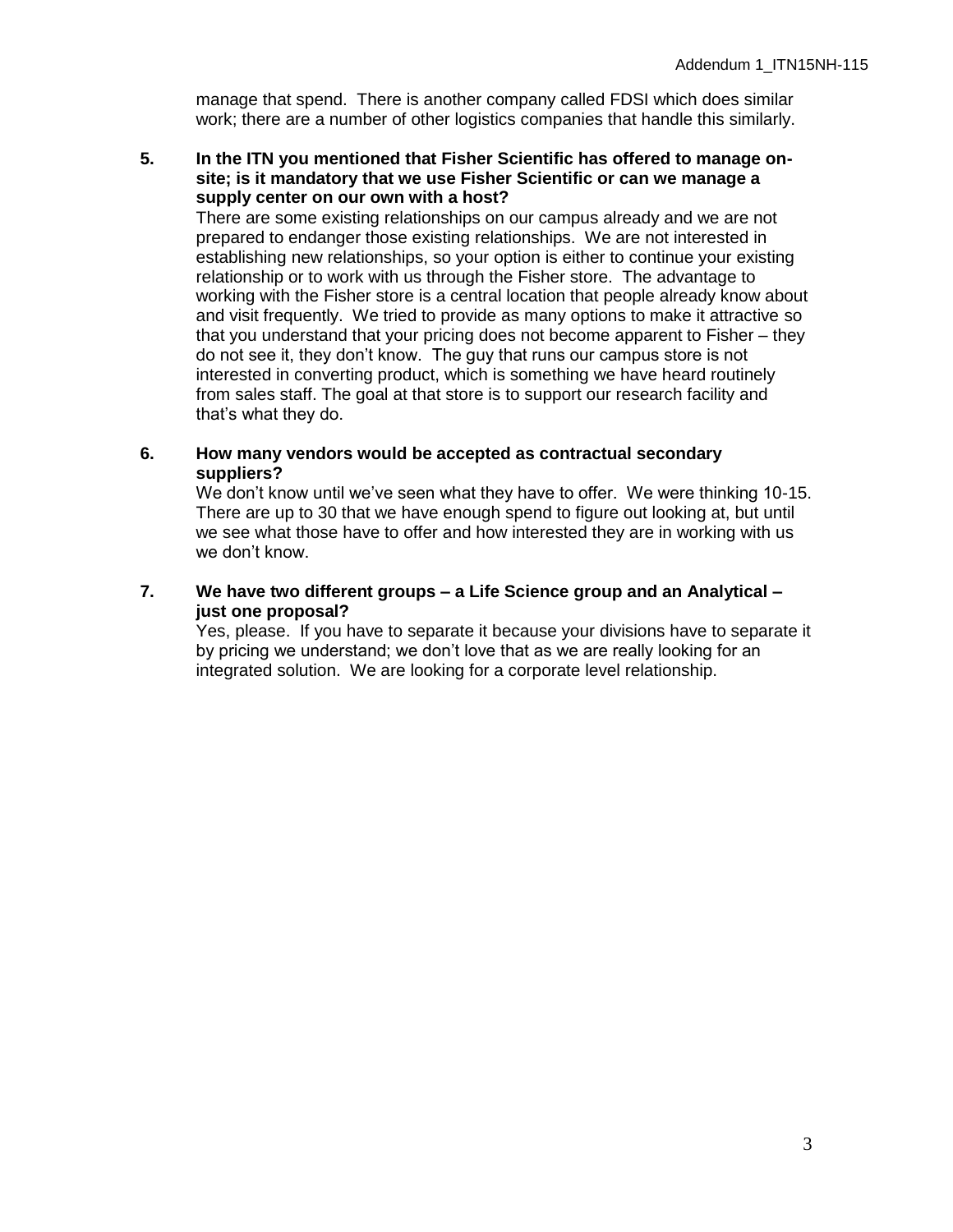manage that spend. There is another company called FDSI which does similar work; there are a number of other logistics companies that handle this similarly.

**5. In the ITN you mentioned that Fisher Scientific has offered to manage on-site; is it mandatory that we use Fisher Scientific or can we manage a supply center on our own with a host?**

There are some existing relationships on our campus already and we are not prepared to endanger those existing relationships. We are not interested in establishing new relationships, so your option is either to continue your existing relationship or to work with us through the Fisher store. The advantage to working with the Fisher store is a central location that people already know about and visit frequently. We tried to provide as many options to make it attractive so that you understand that your pricing does not become apparent to Fisher – they do not see it, they don't know. The guy that runs our campus store is not interested in converting product, which is something we have heard routinely from sales staff. The goal at that store is to support our research facility and that's what they do.

**6. How many vendors would be accepted as contractual secondary suppliers?**

We don't know until we've seen what they have to offer. We were thinking 10-15. There are up to 30 that we have enough spend to figure out looking at, but until we see what those have to offer and how interested they are in working with us we don't know.

**7. We have two different groups – a Life Science group and an Analytical – just one proposal?**

Yes, please. If you have to separate it because your divisions have to separate it by pricing we understand; we don't love that as we are really looking for an integrated solution. We are looking for a corporate level relationship.